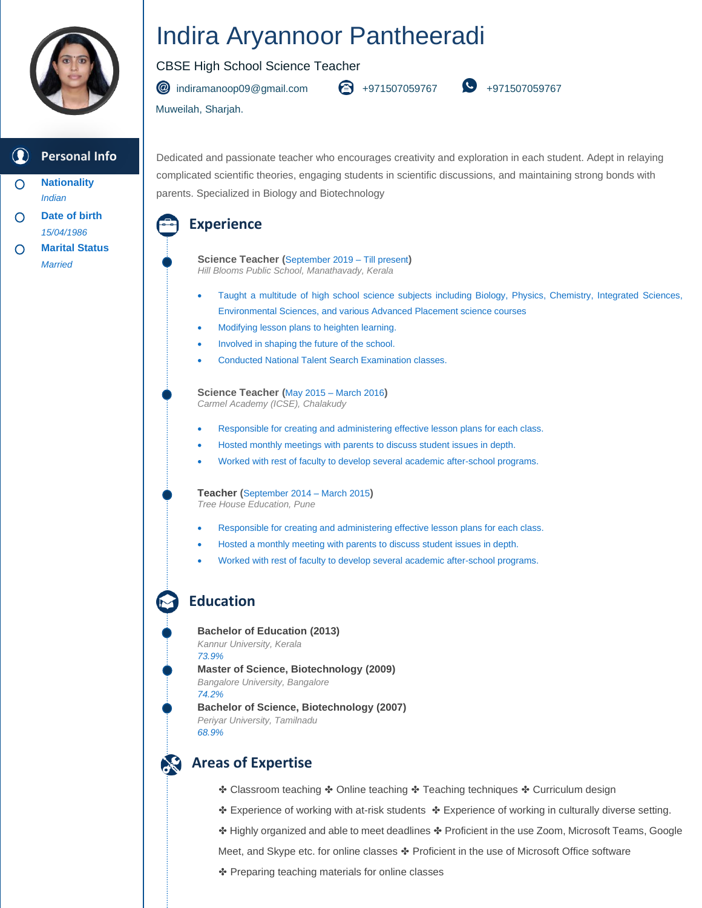# Indira Aryannoor Pantheeradi

CBSE High School Science Teacher

indiramanoop09@gmail.com | +971507059767 | +971507059767

Muweilah, Sharjah.

## Personal Info

**Nationality**
*Indian*

**Date of birth**
*15/04/1986*

**Marital Status**
*Married*

Dedicated and passionate teacher who encourages creativity and exploration in each student. Adept in relaying complicated scientific theories, engaging students in scientific discussions, and maintaining strong bonds with parents. Specialized in Biology and Biotechnology

## Experience

**Science Teacher** (September 2019 – Till present)
*Hill Blooms Public School, Manathavady, Kerala*

- Taught a multitude of high school science subjects including Biology, Physics, Chemistry, Integrated Sciences, Environmental Sciences, and various Advanced Placement science courses
- Modifying lesson plans to heighten learning.
- Involved in shaping the future of the school.
- Conducted National Talent Search Examination classes.

**Science Teacher** (May 2015 – March 2016)
*Carmel Academy (ICSE), Chalakudy*

- Responsible for creating and administering effective lesson plans for each class.
- Hosted monthly meetings with parents to discuss student issues in depth.
- Worked with rest of faculty to develop several academic after-school programs.

**Teacher** (September 2014 – March 2015)
*Tree House Education, Pune*

- Responsible for creating and administering effective lesson plans for each class.
- Hosted a monthly meeting with parents to discuss student issues in depth.
- Worked with rest of faculty to develop several academic after-school programs.

## Education

**Bachelor of Education (2013)**
*Kannur University, Kerala*
*73.9%*

**Master of Science, Biotechnology (2009)**
*Bangalore University, Bangalore*
*74.2%*

**Bachelor of Science, Biotechnology (2007)**
*Periyar University, Tamilnadu*
*68.9%*

## Areas of Expertise

✣ Classroom teaching ✣ Online teaching ✣ Teaching techniques ✣ Curriculum design

✣ Experience of working with at-risk students ✣ Experience of working in culturally diverse setting.

✣ Highly organized and able to meet deadlines ✣ Proficient in the use Zoom, Microsoft Teams, Google Meet, and Skype etc. for online classes ✣ Proficient in the use of Microsoft Office software

✣ Preparing teaching materials for online classes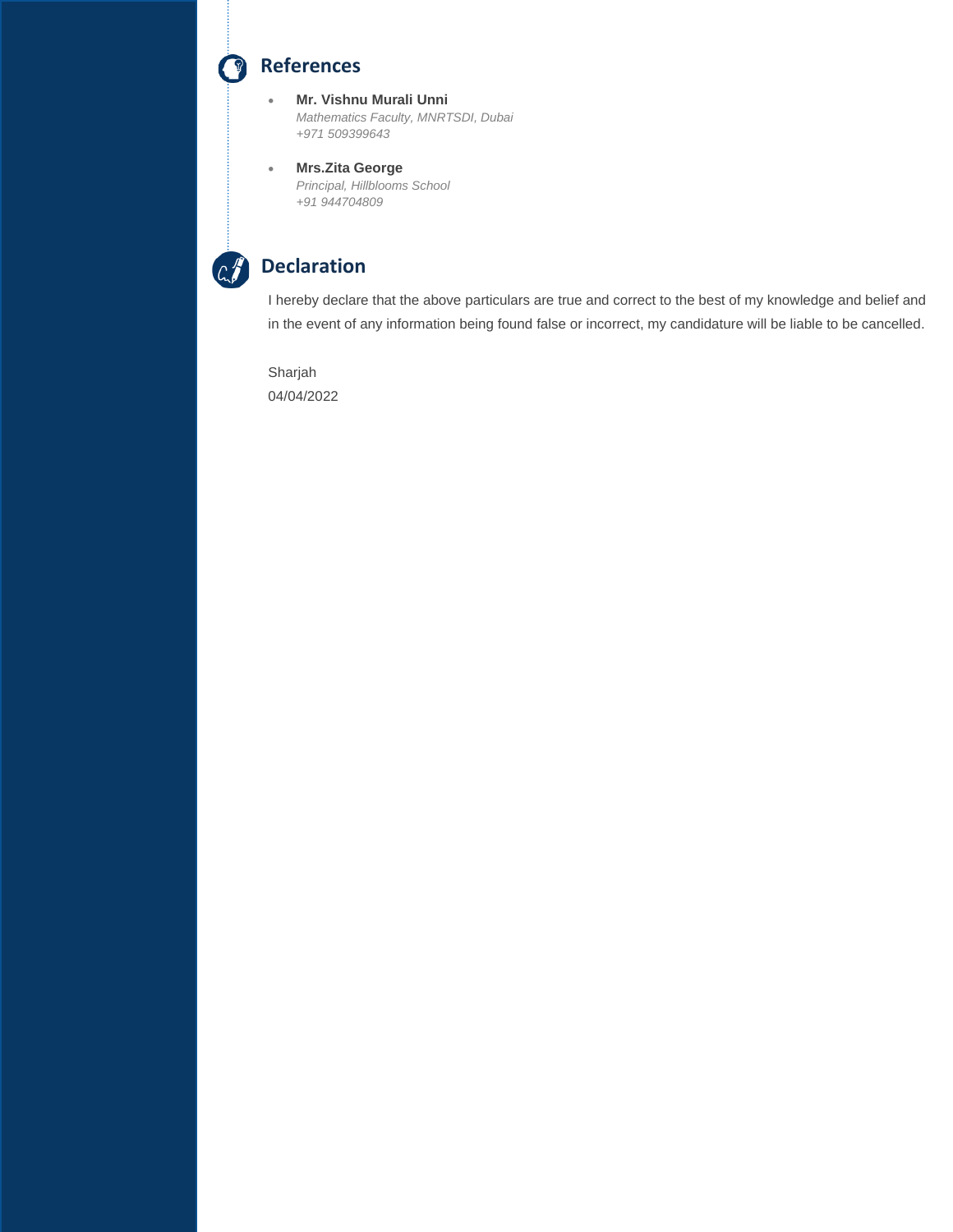## References

- **Mr. Vishnu Murali Unni**
  *Mathematics Faculty, MNRTSDI, Dubai*
  *+971 509399643*

- **Mrs.Zita George**
  *Principal, Hillblooms School*
  *+91 944704809*

## Declaration

I hereby declare that the above particulars are true and correct to the best of my knowledge and belief and in the event of any information being found false or incorrect, my candidature will be liable to be cancelled.

Sharjah
04/04/2022